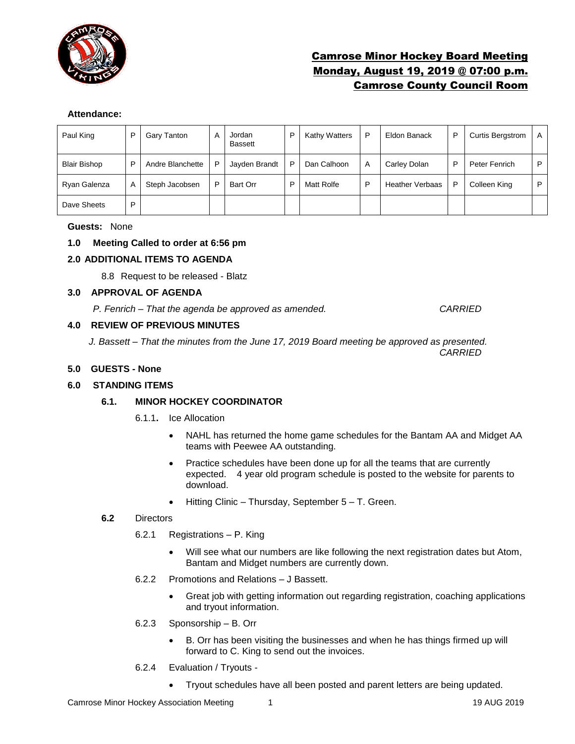# Camrose Minor Hockey Board Meeting
## Monday, August 19, 2019 @ 07:00 p.m.
## Camrose County Council Room

**Attendance:**

| Paul King | P | Gary Tanton | A | Jordan Bassett | P | Kathy Watters | P | Eldon Banack | P | Curtis Bergstrom | A |
|---|---|---|---|---|---|---|---|---|---|---|---|
| Blair Bishop | P | Andre Blanchette | P | Jayden Brandt | P | Dan Calhoon | A | Carley Dolan | P | Peter Fenrich | P |
| Ryan Galenza | A | Steph Jacobsen | P | Bart Orr | P | Matt Rolfe | P | Heather Verbaas | P | Colleen King | P |
| Dave Sheets | P | | | | | | | | | | |

**Guests:** None

**1.0 Meeting Called to order at 6:56 pm**

**2.0 ADDITIONAL ITEMS TO AGENDA**

8.8 Request to be released - Blatz

**3.0 APPROVAL OF AGENDA**

*P. Fenrich – That the agenda be approved as amended. CARRIED*

**4.0 REVIEW OF PREVIOUS MINUTES**

*J. Bassett – That the minutes from the June 17, 2019 Board meeting be approved as presented. CARRIED*

**5.0 GUESTS - None**

**6.0 STANDING ITEMS**

**6.1. MINOR HOCKEY COORDINATOR**

6.1.1. Ice Allocation

- NAHL has returned the home game schedules for the Bantam AA and Midget AA teams with Peewee AA outstanding.
- Practice schedules have been done up for all the teams that are currently expected. 4 year old program schedule is posted to the website for parents to download.
- Hitting Clinic – Thursday, September 5 – T. Green.

**6.2** Directors

6.2.1 Registrations – P. King

- Will see what our numbers are like following the next registration dates but Atom, Bantam and Midget numbers are currently down.

6.2.2 Promotions and Relations – J Bassett.

- Great job with getting information out regarding registration, coaching applications and tryout information.

6.2.3 Sponsorship – B. Orr

- B. Orr has been visiting the businesses and when he has things firmed up will forward to C. King to send out the invoices.

6.2.4 Evaluation / Tryouts -

- Tryout schedules have all been posted and parent letters are being updated.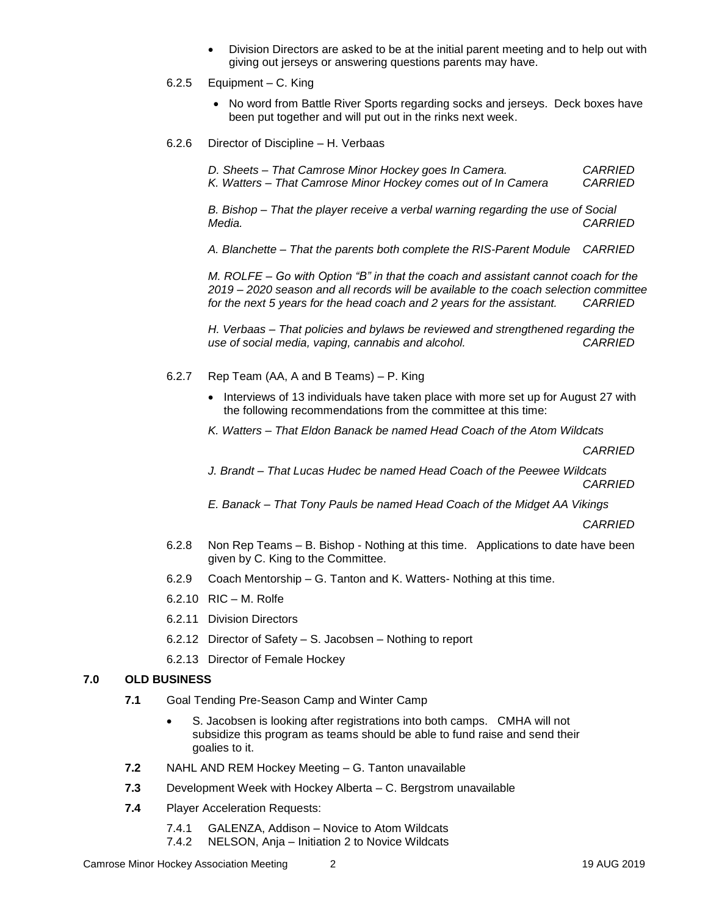- Division Directors are asked to be at the initial parent meeting and to help out with giving out jerseys or answering questions parents may have.

6.2.5 Equipment – C. King

- No word from Battle River Sports regarding socks and jerseys. Deck boxes have been put together and will put out in the rinks next week.

6.2.6 Director of Discipline – H. Verbaas

*D. Sheets – That Camrose Minor Hockey goes In Camera.* *CARRIED*
*K. Watters – That Camrose Minor Hockey comes out of In Camera* *CARRIED*

*B. Bishop – That the player receive a verbal warning regarding the use of Social Media.* *CARRIED*

*A. Blanchette – That the parents both complete the RIS-Parent Module* *CARRIED*

*M. ROLFE – Go with Option "B" in that the coach and assistant cannot coach for the 2019 – 2020 season and all records will be available to the coach selection committee for the next 5 years for the head coach and 2 years for the assistant.* *CARRIED*

*H. Verbaas – That policies and bylaws be reviewed and strengthened regarding the use of social media, vaping, cannabis and alcohol.* *CARRIED*

6.2.7 Rep Team (AA, A and B Teams) – P. King

- Interviews of 13 individuals have taken place with more set up for August 27 with the following recommendations from the committee at this time:

*K. Watters – That Eldon Banack be named Head Coach of the Atom Wildcats*

*CARRIED*

*J. Brandt – That Lucas Hudec be named Head Coach of the Peewee Wildcats*
*CARRIED*

*E. Banack – That Tony Pauls be named Head Coach of the Midget AA Vikings*

*CARRIED*

6.2.8 Non Rep Teams – B. Bishop - Nothing at this time. Applications to date have been given by C. King to the Committee.

6.2.9 Coach Mentorship – G. Tanton and K. Watters- Nothing at this time.

6.2.10 RIC – M. Rolfe

6.2.11 Division Directors

6.2.12 Director of Safety – S. Jacobsen – Nothing to report

6.2.13 Director of Female Hockey

## 7.0 OLD BUSINESS

**7.1** Goal Tending Pre-Season Camp and Winter Camp

- S. Jacobsen is looking after registrations into both camps. CMHA will not subsidize this program as teams should be able to fund raise and send their goalies to it.

**7.2** NAHL AND REM Hockey Meeting – G. Tanton unavailable

**7.3** Development Week with Hockey Alberta – C. Bergstrom unavailable

**7.4** Player Acceleration Requests:

7.4.1 GALENZA, Addison – Novice to Atom Wildcats
7.4.2 NELSON, Anja – Initiation 2 to Novice Wildcats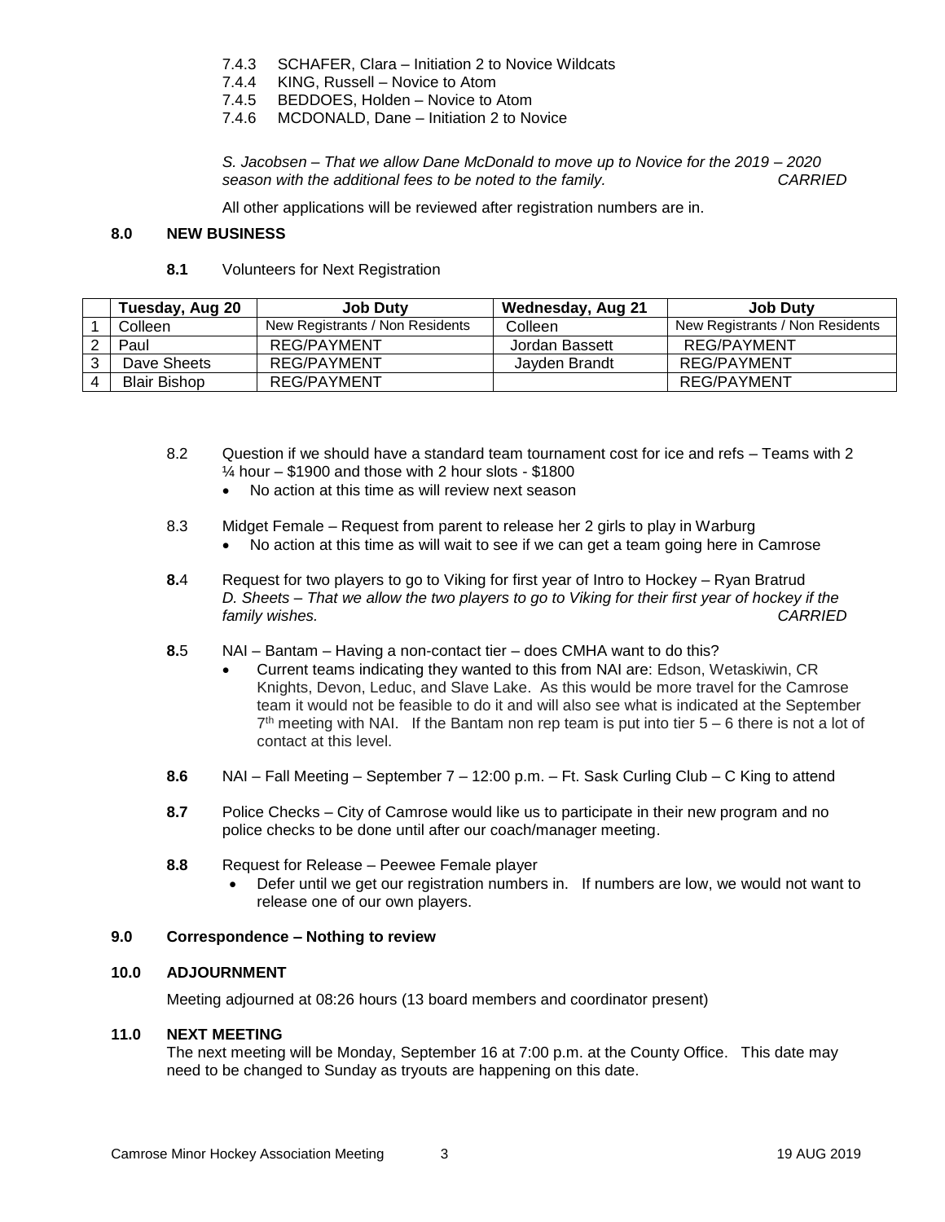7.4.3 SCHAFER, Clara – Initiation 2 to Novice Wildcats
7.4.4 KING, Russell – Novice to Atom
7.4.5 BEDDOES, Holden – Novice to Atom
7.4.6 MCDONALD, Dane – Initiation 2 to Novice

*S. Jacobsen – That we allow Dane McDonald to move up to Novice for the 2019 – 2020 season with the additional fees to be noted to the family. CARRIED*

All other applications will be reviewed after registration numbers are in.

## 8.0 NEW BUSINESS

**8.1** Volunteers for Next Registration

| | Tuesday, Aug 20 | Job Duty | Wednesday, Aug 21 | Job Duty |
|---|---|---|---|---|
| 1 | Colleen | New Registrants / Non Residents | Colleen | New Registrants / Non Residents |
| 2 | Paul | REG/PAYMENT | Jordan Bassett | REG/PAYMENT |
| 3 | Dave Sheets | REG/PAYMENT | Jayden Brandt | REG/PAYMENT |
| 4 | Blair Bishop | REG/PAYMENT | | REG/PAYMENT |

8.2 Question if we should have a standard team tournament cost for ice and refs – Teams with 2 ¼ hour – $1900 and those with 2 hour slots - $1800

- No action at this time as will review next season

8.3 Midget Female – Request from parent to release her 2 girls to play in Warburg

- No action at this time as will wait to see if we can get a team going here in Camrose

**8.**4 Request for two players to go to Viking for first year of Intro to Hockey – Ryan Bratrud
*D. Sheets – That we allow the two players to go to Viking for their first year of hockey if the family wishes. CARRIED*

**8.**5 NAI – Bantam – Having a non-contact tier – does CMHA want to do this?

- Current teams indicating they wanted to this from NAI are: Edson, Wetaskiwin, CR Knights, Devon, Leduc, and Slave Lake. As this would be more travel for the Camrose team it would not be feasible to do it and will also see what is indicated at the September 7th meeting with NAI. If the Bantam non rep team is put into tier 5 – 6 there is not a lot of contact at this level.

**8.6** NAI – Fall Meeting – September 7 – 12:00 p.m. – Ft. Sask Curling Club – C King to attend

**8.7** Police Checks – City of Camrose would like us to participate in their new program and no police checks to be done until after our coach/manager meeting.

**8.8** Request for Release – Peewee Female player

- Defer until we get our registration numbers in. If numbers are low, we would not want to release one of our own players.

## 9.0 Correspondence – Nothing to review

## 10.0 ADJOURNMENT

Meeting adjourned at 08:26 hours (13 board members and coordinator present)

## 11.0 NEXT MEETING

The next meeting will be Monday, September 16 at 7:00 p.m. at the County Office. This date may need to be changed to Sunday as tryouts are happening on this date.